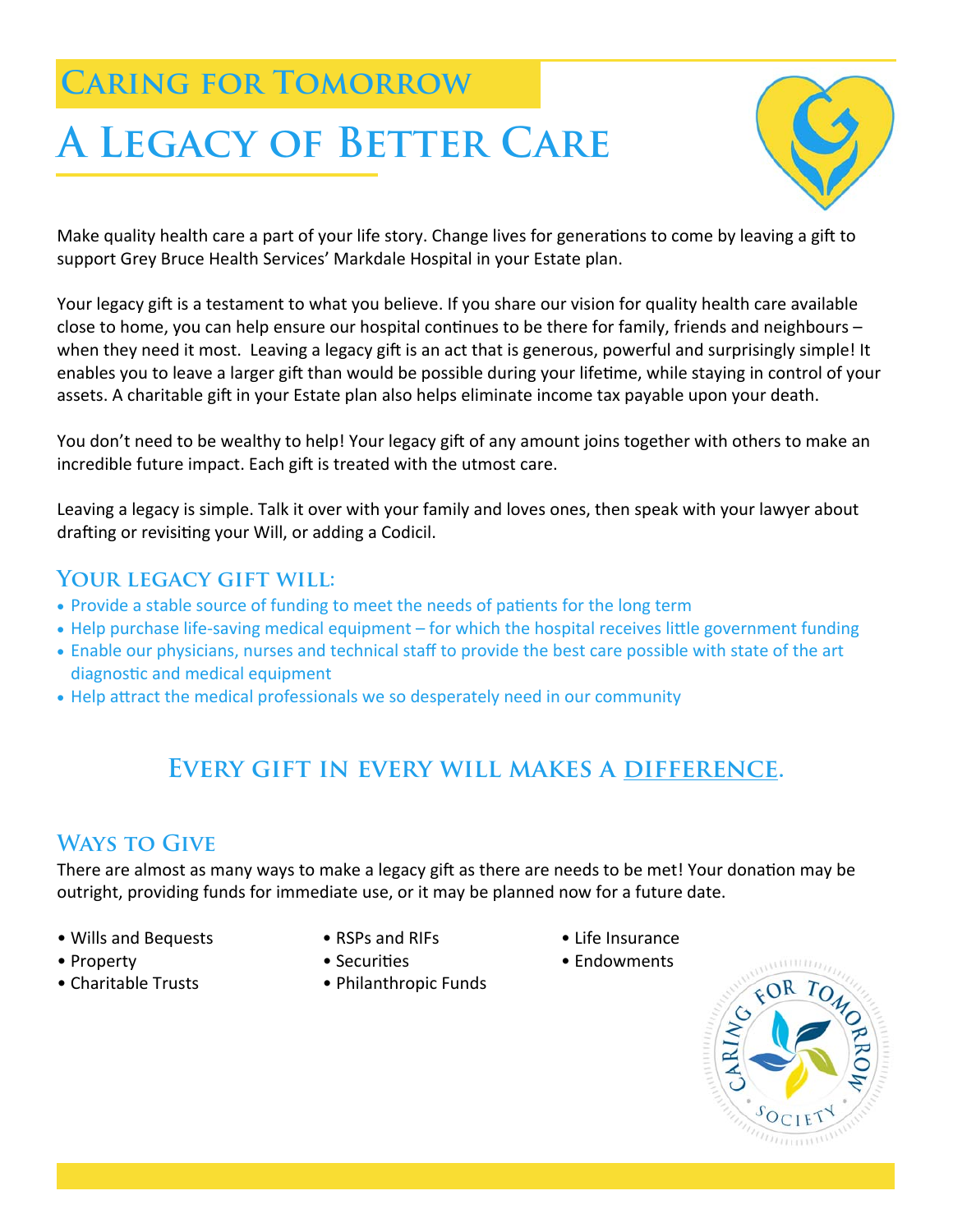## Caring for Tomorrow

# A Legacy of Better Care

Make quality health care a part of your life story. Change lives for generations to come by leaving a gift to support Grey Bruce Health Services' Markdale Hospital in your Estate plan.

Your legacy gift is a testament to what you believe. If you share our vision for quality health care available close to home, you can help ensure our hospital continues to be there for family, friends and neighbours – when they need it most. Leaving a legacy gift is an act that is generous, powerful and surprisingly simple! It enables you to leave a larger gift than would be possible during your lifetime, while staying in control of your assets. A charitable gift in your Estate plan also helps eliminate income tax payable upon your death.

You don't need to be wealthy to help! Your legacy gift of any amount joins together with others to make an incredible future impact. Each gift is treated with the utmost care.

Leaving a legacy is simple. Talk it over with your family and loves ones, then speak with your lawyer about drafting or revisiting your Will, or adding a Codicil.

### Your legacy gift will:

- Provide a stable source of funding to meet the needs of patients for the long term
- Help purchase life-saving medical equipment – for which the hospital receives little government funding
- Enable our physicians, nurses and technical staff to provide the best care possible with state of the art diagnostic and medical equipment
- Help attract the medical professionals we so desperately need in our community

## Every gift in every will makes a difference.

### Ways to Give

There are almost as many ways to make a legacy gift as there are needs to be met! Your donation may be outright, providing funds for immediate use, or it may be planned now for a future date.

- Wills and Bequests
- Property
- Charitable Trusts
- RSPs and RIFs
- Securities
- Philanthropic Funds
- Life Insurance
- Endowments

Caring for Tomorrow Society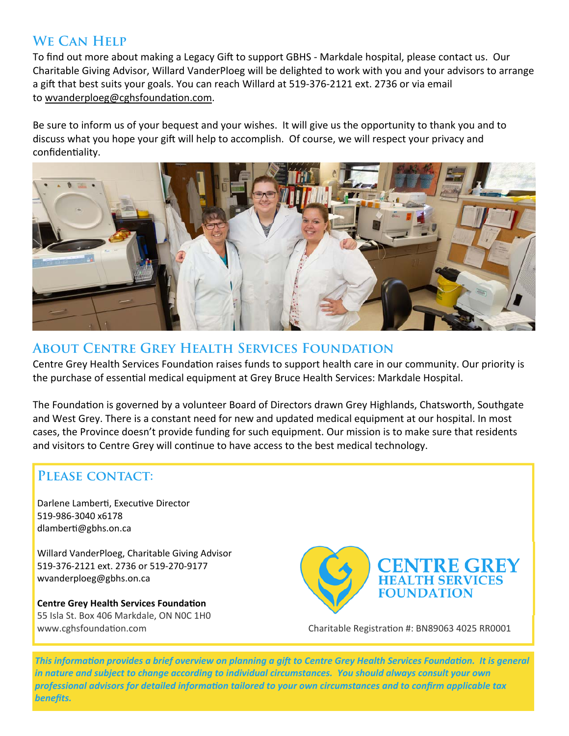## We Can Help

To find out more about making a Legacy Gift to support GBHS - Markdale hospital, please contact us. Our Charitable Giving Advisor, Willard VanderPloeg will be delighted to work with you and your advisors to arrange a gift that best suits your goals. You can reach Willard at 519-376-2121 ext. 2736 or via email to wvanderploeg@cghsfoundation.com.

Be sure to inform us of your bequest and your wishes. It will give us the opportunity to thank you and to discuss what you hope your gift will help to accomplish. Of course, we will respect your privacy and confidentiality.

## About Centre Grey Health Services Foundation

Centre Grey Health Services Foundation raises funds to support health care in our community. Our priority is the purchase of essential medical equipment at Grey Bruce Health Services: Markdale Hospital.

The Foundation is governed by a volunteer Board of Directors drawn Grey Highlands, Chatsworth, Southgate and West Grey. There is a constant need for new and updated medical equipment at our hospital. In most cases, the Province doesn't provide funding for such equipment. Our mission is to make sure that residents and visitors to Centre Grey will continue to have access to the best medical technology.

## Please contact:

Darlene Lamberti, Executive Director
519-986-3040 x6178
dlamberti@gbhs.on.ca

Willard VanderPloeg, Charitable Giving Advisor
519-376-2121 ext. 2736 or 519-270-9177
wvanderploeg@gbhs.on.ca

**Centre Grey Health Services Foundation**
55 Isla St. Box 406 Markdale, ON N0C 1H0
www.cghsfoundation.com

CENTRE GREY HEALTH SERVICES FOUNDATION

Charitable Registration #: BN89063 4025 RR0001

***This information provides a brief overview on planning a gift to Centre Grey Health Services Foundation. It is general in nature and subject to change according to individual circumstances. You should always consult your own professional advisors for detailed information tailored to your own circumstances and to confirm applicable tax benefits.***